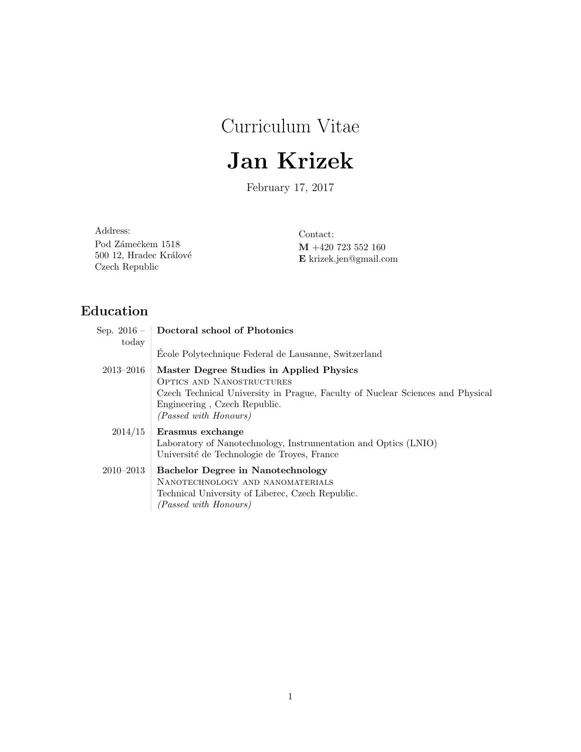# Curriculum Vitae

# Jan Krizek

February 17, 2017

Address:
Pod Zámečkem 1518
500 12, Hradec Králové
Czech Republic

Contact:
**M** +420 723 552 160
**E** krizek.jen@gmail.com

## Education

**Sep. 2016 – today** — **Doctoral school of Photonics**
École Polytechnique Federal de Lausanne, Switzerland

**2013–2016** — **Master Degree Studies in Applied Physics**
OPTICS AND NANOSTRUCTURES
Czech Technical University in Prague, Faculty of Nuclear Sciences and Physical Engineering , Czech Republic.
*(Passed with Honours)*

**2014/15** — **Erasmus exchange**
Laboratory of Nanotechnology, Instrumentation and Optics (LNIO)
Université de Technologie de Troyes, France

**2010–2013** — **Bachelor Degree in Nanotechnology**
NANOTECHNOLOGY AND NANOMATERIALS
Technical University of Liberec, Czech Republic.
*(Passed with Honours)*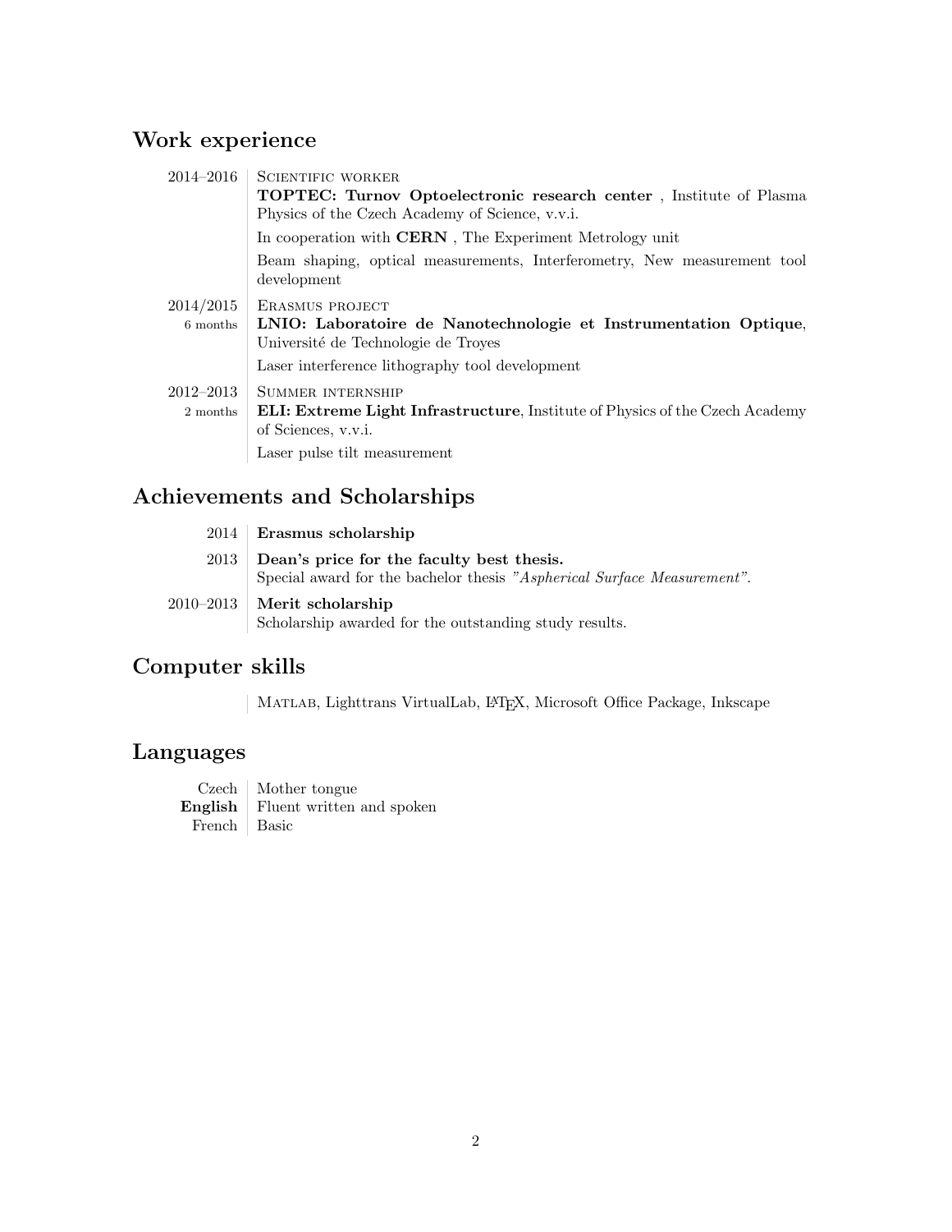## Work experience

2014–2016 | Scientific worker

**TOPTEC: Turnov Optoelectronic research center** , Institute of Plasma Physics of the Czech Academy of Science, v.v.i.

In cooperation with **CERN** , The Experiment Metrology unit

Beam shaping, optical measurements, Interferometry, New measurement tool development

2014/2015 (6 months) | Erasmus project

**LNIO: Laboratoire de Nanotechnologie et Instrumentation Optique**, Université de Technologie de Troyes

Laser interference lithography tool development

2012–2013 (2 months) | Summer internship

**ELI: Extreme Light Infrastructure**, Institute of Physics of the Czech Academy of Sciences, v.v.i.

Laser pulse tilt measurement

## Achievements and Scholarships

2014 | **Erasmus scholarship**

2013 | **Dean's price for the faculty best thesis.**
Special award for the bachelor thesis *"Aspherical Surface Measurement"*.

2010–2013 | **Merit scholarship**
Scholarship awarded for the outstanding study results.

## Computer skills

Matlab, Lighttrans VirtualLab, LaTeX, Microsoft Office Package, Inkscape

## Languages

| | |
|---|---|
| Czech | Mother tongue |
| **English** | Fluent written and spoken |
| French | Basic |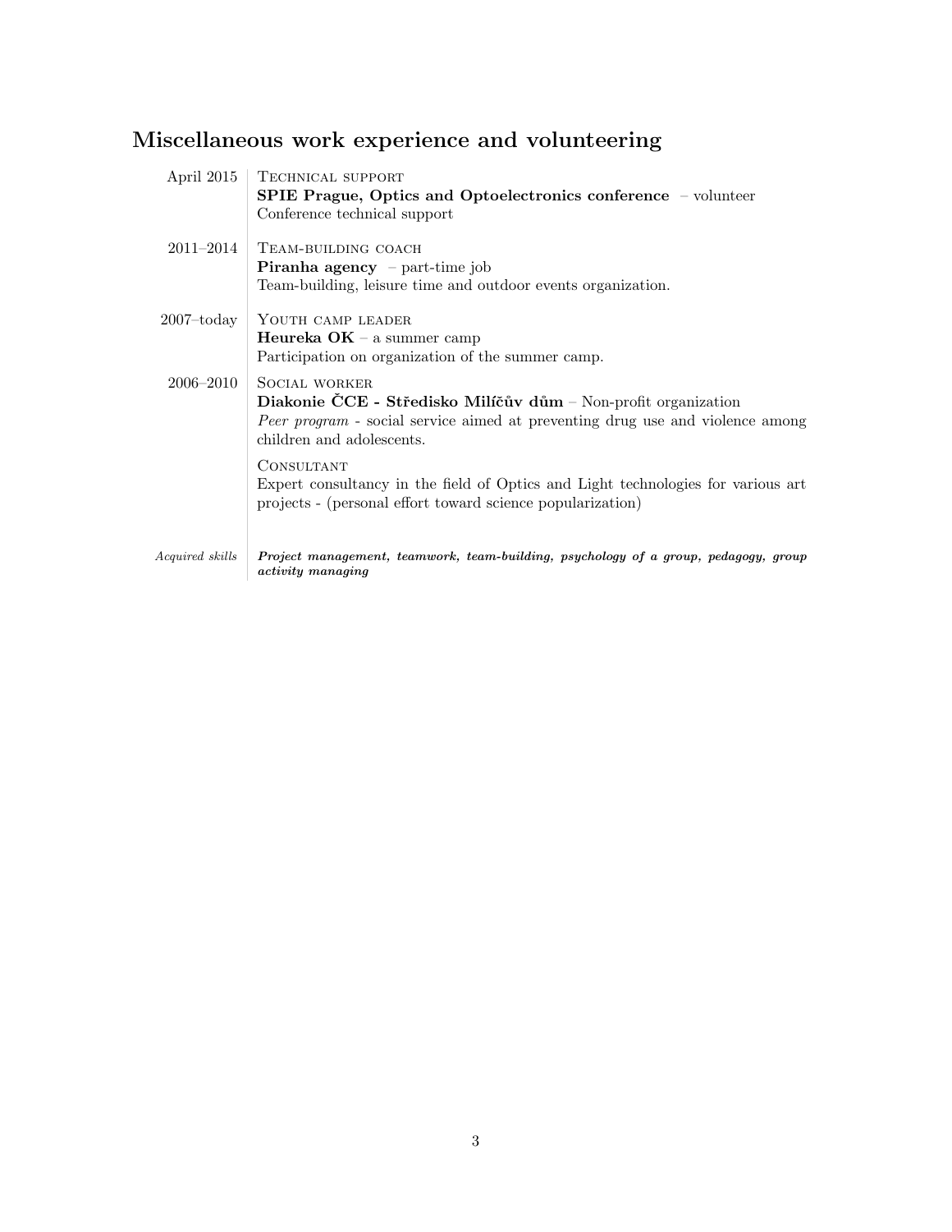## Miscellaneous work experience and volunteering

April 2015 — TECHNICAL SUPPORT
**SPIE Prague, Optics and Optoelectronics conference** – volunteer
Conference technical support

2011–2014 — TEAM-BUILDING COACH
**Piranha agency** – part-time job
Team-building, leisure time and outdoor events organization.

2007–today — YOUTH CAMP LEADER
**Heureka OK** – a summer camp
Participation on organization of the summer camp.

2006–2010 — SOCIAL WORKER
**Diakonie ČCE - Středisko Milíčův dům** – Non-profit organization
*Peer program* - social service aimed at preventing drug use and violence among children and adolescents.

CONSULTANT
Expert consultancy in the field of Optics and Light technologies for various art projects - (personal effort toward science popularization)

*Acquired skills* — ***Project management, teamwork, team-building, psychology of a group, pedagogy, group activity managing***